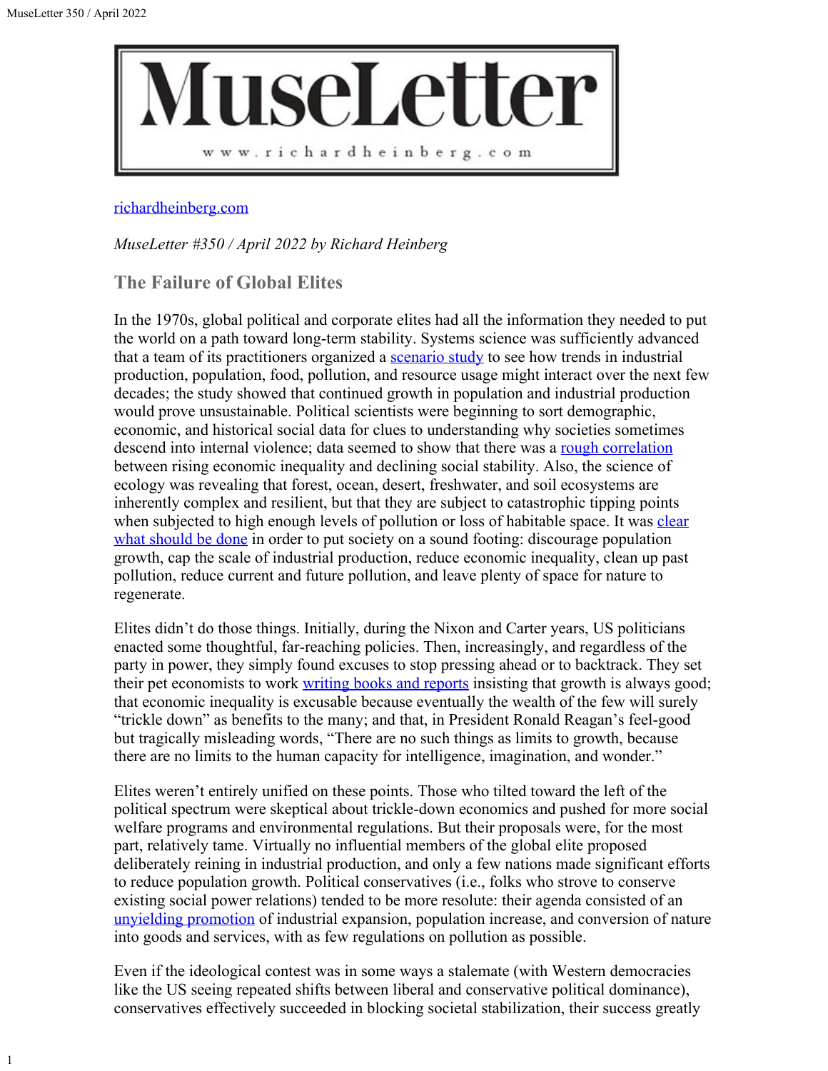# MuseLetter

www.richardheinberg.com

[richardheinberg.com](richardheinberg.com)

*MuseLetter #350 / April 2022 by Richard Heinberg*

## The Failure of Global Elites

In the 1970s, global political and corporate elites had all the information they needed to put the world on a path toward long-term stability. Systems science was sufficiently advanced that a team of its practitioners organized a scenario study to see how trends in industrial production, population, food, pollution, and resource usage might interact over the next few decades; the study showed that continued growth in population and industrial production would prove unsustainable. Political scientists were beginning to sort demographic, economic, and historical social data for clues to understanding why societies sometimes descend into internal violence; data seemed to show that there was a rough correlation between rising economic inequality and declining social stability. Also, the science of ecology was revealing that forest, ocean, desert, freshwater, and soil ecosystems are inherently complex and resilient, but that they are subject to catastrophic tipping points when subjected to high enough levels of pollution or loss of habitable space. It was clear what should be done in order to put society on a sound footing: discourage population growth, cap the scale of industrial production, reduce economic inequality, clean up past pollution, reduce current and future pollution, and leave plenty of space for nature to regenerate.

Elites didn't do those things. Initially, during the Nixon and Carter years, US politicians enacted some thoughtful, far-reaching policies. Then, increasingly, and regardless of the party in power, they simply found excuses to stop pressing ahead or to backtrack. They set their pet economists to work writing books and reports insisting that growth is always good; that economic inequality is excusable because eventually the wealth of the few will surely "trickle down" as benefits to the many; and that, in President Ronald Reagan's feel-good but tragically misleading words, "There are no such things as limits to growth, because there are no limits to the human capacity for intelligence, imagination, and wonder."

Elites weren't entirely unified on these points. Those who tilted toward the left of the political spectrum were skeptical about trickle-down economics and pushed for more social welfare programs and environmental regulations. But their proposals were, for the most part, relatively tame. Virtually no influential members of the global elite proposed deliberately reining in industrial production, and only a few nations made significant efforts to reduce population growth. Political conservatives (i.e., folks who strove to conserve existing social power relations) tended to be more resolute: their agenda consisted of an unyielding promotion of industrial expansion, population increase, and conversion of nature into goods and services, with as few regulations on pollution as possible.

Even if the ideological contest was in some ways a stalemate (with Western democracies like the US seeing repeated shifts between liberal and conservative political dominance), conservatives effectively succeeded in blocking societal stabilization, their success greatly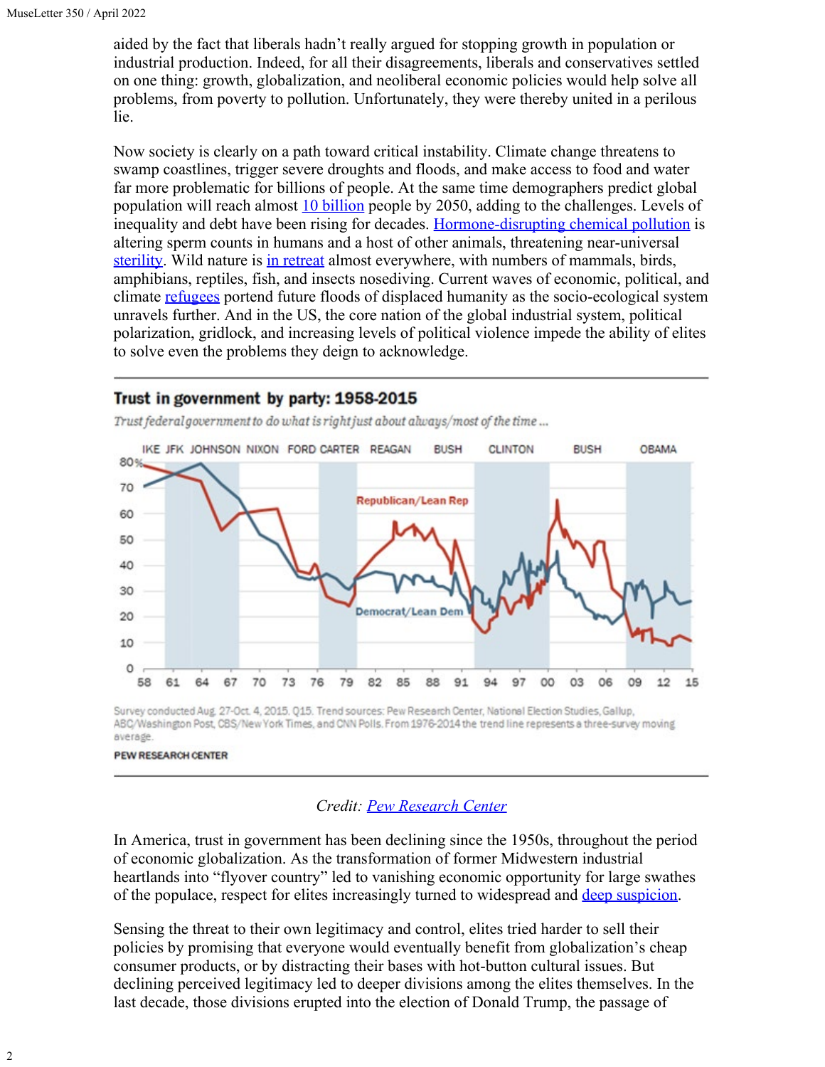aided by the fact that liberals hadn't really argued for stopping growth in population or industrial production. Indeed, for all their disagreements, liberals and conservatives settled on one thing: growth, globalization, and neoliberal economic policies would help solve all problems, from poverty to pollution. Unfortunately, they were thereby united in a perilous lie.

Now society is clearly on a path toward critical instability. Climate change threatens to swamp coastlines, trigger severe droughts and floods, and make access to food and water far more problematic for billions of people. At the same time demographers predict global population will reach almost 10 billion people by 2050, adding to the challenges. Levels of inequality and debt have been rising for decades. Hormone-disrupting chemical pollution is altering sperm counts in humans and a host of other animals, threatening near-universal sterility. Wild nature is in retreat almost everywhere, with numbers of mammals, birds, amphibians, reptiles, fish, and insects nosediving. Current waves of economic, political, and climate refugees portend future floods of displaced humanity as the socio-ecological system unravels further. And in the US, the core nation of the global industrial system, political polarization, gridlock, and increasing levels of political violence impede the ability of elites to solve even the problems they deign to acknowledge.

**Trust in government by party: 1958-2015**

*Trust federal government to do what is right just about always/most of the time ...*

Survey conducted Aug. 27-Oct. 4, 2015. Q15. Trend sources: Pew Research Center, National Election Studies, Gallup, ABC/Washington Post, CBS/New York Times, and CNN Polls. From 1976-2014 the trend line represents a three-survey moving average.

PEW RESEARCH CENTER

*Credit: Pew Research Center*

In America, trust in government has been declining since the 1950s, throughout the period of economic globalization. As the transformation of former Midwestern industrial heartlands into "flyover country" led to vanishing economic opportunity for large swathes of the populace, respect for elites increasingly turned to widespread and deep suspicion.

Sensing the threat to their own legitimacy and control, elites tried harder to sell their policies by promising that everyone would eventually benefit from globalization's cheap consumer products, or by distracting their bases with hot-button cultural issues. But declining perceived legitimacy led to deeper divisions among the elites themselves. In the last decade, those divisions erupted into the election of Donald Trump, the passage of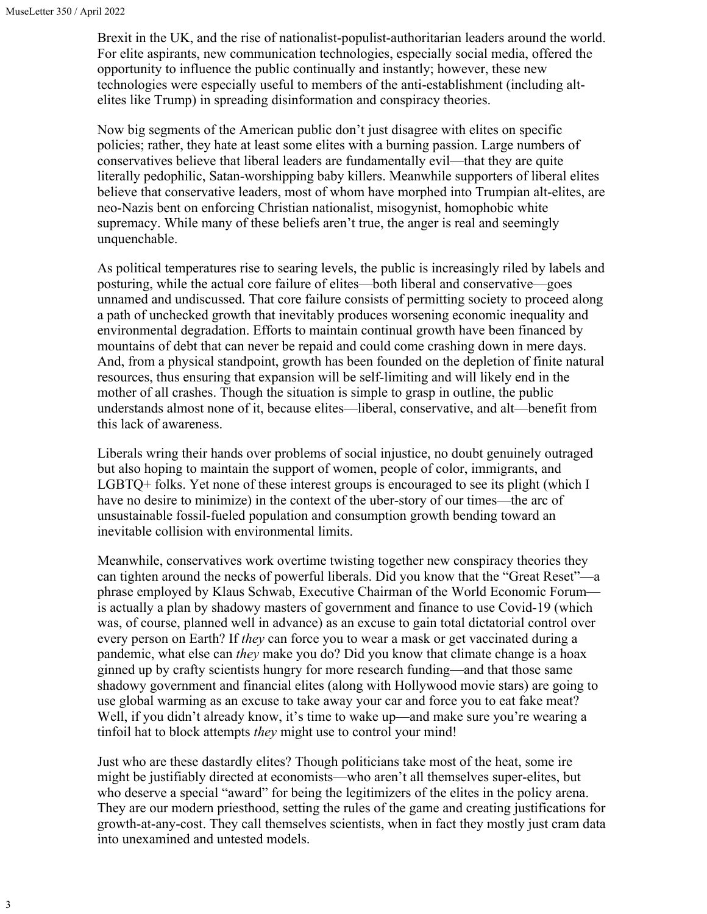Brexit in the UK, and the rise of nationalist-populist-authoritarian leaders around the world. For elite aspirants, new communication technologies, especially social media, offered the opportunity to influence the public continually and instantly; however, these new technologies were especially useful to members of the anti-establishment (including alt-elites like Trump) in spreading disinformation and conspiracy theories.

Now big segments of the American public don't just disagree with elites on specific policies; rather, they hate at least some elites with a burning passion. Large numbers of conservatives believe that liberal leaders are fundamentally evil—that they are quite literally pedophilic, Satan-worshipping baby killers. Meanwhile supporters of liberal elites believe that conservative leaders, most of whom have morphed into Trumpian alt-elites, are neo-Nazis bent on enforcing Christian nationalist, misogynist, homophobic white supremacy. While many of these beliefs aren't true, the anger is real and seemingly unquenchable.

As political temperatures rise to searing levels, the public is increasingly riled by labels and posturing, while the actual core failure of elites—both liberal and conservative—goes unnamed and undiscussed. That core failure consists of permitting society to proceed along a path of unchecked growth that inevitably produces worsening economic inequality and environmental degradation. Efforts to maintain continual growth have been financed by mountains of debt that can never be repaid and could come crashing down in mere days. And, from a physical standpoint, growth has been founded on the depletion of finite natural resources, thus ensuring that expansion will be self-limiting and will likely end in the mother of all crashes. Though the situation is simple to grasp in outline, the public understands almost none of it, because elites—liberal, conservative, and alt—benefit from this lack of awareness.

Liberals wring their hands over problems of social injustice, no doubt genuinely outraged but also hoping to maintain the support of women, people of color, immigrants, and LGBTQ+ folks. Yet none of these interest groups is encouraged to see its plight (which I have no desire to minimize) in the context of the uber-story of our times—the arc of unsustainable fossil-fueled population and consumption growth bending toward an inevitable collision with environmental limits.

Meanwhile, conservatives work overtime twisting together new conspiracy theories they can tighten around the necks of powerful liberals. Did you know that the "Great Reset"—a phrase employed by Klaus Schwab, Executive Chairman of the World Economic Forum—is actually a plan by shadowy masters of government and finance to use Covid-19 (which was, of course, planned well in advance) as an excuse to gain total dictatorial control over every person on Earth? If *they* can force you to wear a mask or get vaccinated during a pandemic, what else can *they* make you do? Did you know that climate change is a hoax ginned up by crafty scientists hungry for more research funding—and that those same shadowy government and financial elites (along with Hollywood movie stars) are going to use global warming as an excuse to take away your car and force you to eat fake meat? Well, if you didn't already know, it's time to wake up—and make sure you're wearing a tinfoil hat to block attempts *they* might use to control your mind!

Just who are these dastardly elites? Though politicians take most of the heat, some ire might be justifiably directed at economists—who aren't all themselves super-elites, but who deserve a special "award" for being the legitimizers of the elites in the policy arena. They are our modern priesthood, setting the rules of the game and creating justifications for growth-at-any-cost. They call themselves scientists, when in fact they mostly just cram data into unexamined and untested models.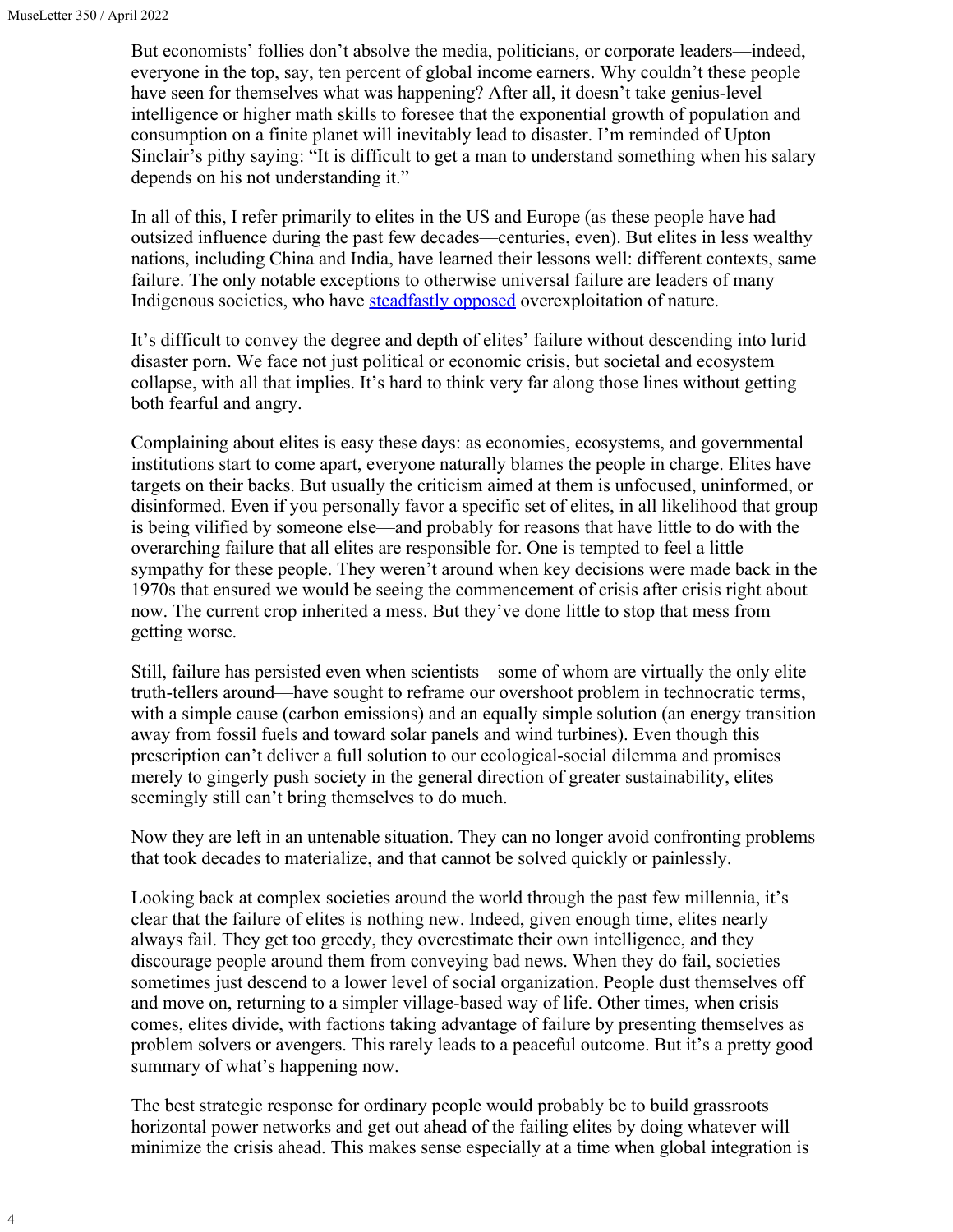But economists' follies don't absolve the media, politicians, or corporate leaders—indeed, everyone in the top, say, ten percent of global income earners. Why couldn't these people have seen for themselves what was happening? After all, it doesn't take genius-level intelligence or higher math skills to foresee that the exponential growth of population and consumption on a finite planet will inevitably lead to disaster. I'm reminded of Upton Sinclair's pithy saying: "It is difficult to get a man to understand something when his salary depends on his not understanding it."

In all of this, I refer primarily to elites in the US and Europe (as these people have had outsized influence during the past few decades—centuries, even). But elites in less wealthy nations, including China and India, have learned their lessons well: different contexts, same failure. The only notable exceptions to otherwise universal failure are leaders of many Indigenous societies, who have steadfastly opposed overexploitation of nature.

It's difficult to convey the degree and depth of elites' failure without descending into lurid disaster porn. We face not just political or economic crisis, but societal and ecosystem collapse, with all that implies. It's hard to think very far along those lines without getting both fearful and angry.

Complaining about elites is easy these days: as economies, ecosystems, and governmental institutions start to come apart, everyone naturally blames the people in charge. Elites have targets on their backs. But usually the criticism aimed at them is unfocused, uninformed, or disinformed. Even if you personally favor a specific set of elites, in all likelihood that group is being vilified by someone else—and probably for reasons that have little to do with the overarching failure that all elites are responsible for. One is tempted to feel a little sympathy for these people. They weren't around when key decisions were made back in the 1970s that ensured we would be seeing the commencement of crisis after crisis right about now. The current crop inherited a mess. But they've done little to stop that mess from getting worse.

Still, failure has persisted even when scientists—some of whom are virtually the only elite truth-tellers around—have sought to reframe our overshoot problem in technocratic terms, with a simple cause (carbon emissions) and an equally simple solution (an energy transition away from fossil fuels and toward solar panels and wind turbines). Even though this prescription can't deliver a full solution to our ecological-social dilemma and promises merely to gingerly push society in the general direction of greater sustainability, elites seemingly still can't bring themselves to do much.

Now they are left in an untenable situation. They can no longer avoid confronting problems that took decades to materialize, and that cannot be solved quickly or painlessly.

Looking back at complex societies around the world through the past few millennia, it's clear that the failure of elites is nothing new. Indeed, given enough time, elites nearly always fail. They get too greedy, they overestimate their own intelligence, and they discourage people around them from conveying bad news. When they do fail, societies sometimes just descend to a lower level of social organization. People dust themselves off and move on, returning to a simpler village-based way of life. Other times, when crisis comes, elites divide, with factions taking advantage of failure by presenting themselves as problem solvers or avengers. This rarely leads to a peaceful outcome. But it's a pretty good summary of what's happening now.

The best strategic response for ordinary people would probably be to build grassroots horizontal power networks and get out ahead of the failing elites by doing whatever will minimize the crisis ahead. This makes sense especially at a time when global integration is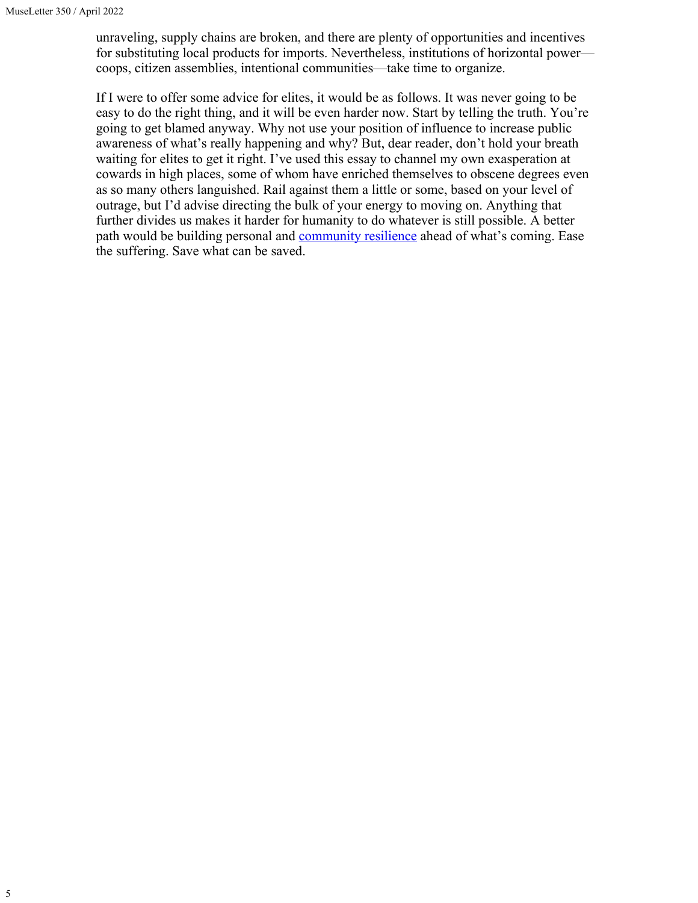unraveling, supply chains are broken, and there are plenty of opportunities and incentives for substituting local products for imports. Nevertheless, institutions of horizontal power—coops, citizen assemblies, intentional communities—take time to organize.

If I were to offer some advice for elites, it would be as follows. It was never going to be easy to do the right thing, and it will be even harder now. Start by telling the truth. You're going to get blamed anyway. Why not use your position of influence to increase public awareness of what's really happening and why? But, dear reader, don't hold your breath waiting for elites to get it right. I've used this essay to channel my own exasperation at cowards in high places, some of whom have enriched themselves to obscene degrees even as so many others languished. Rail against them a little or some, based on your level of outrage, but I'd advise directing the bulk of your energy to moving on. Anything that further divides us makes it harder for humanity to do whatever is still possible. A better path would be building personal and community resilience ahead of what's coming. Ease the suffering. Save what can be saved.